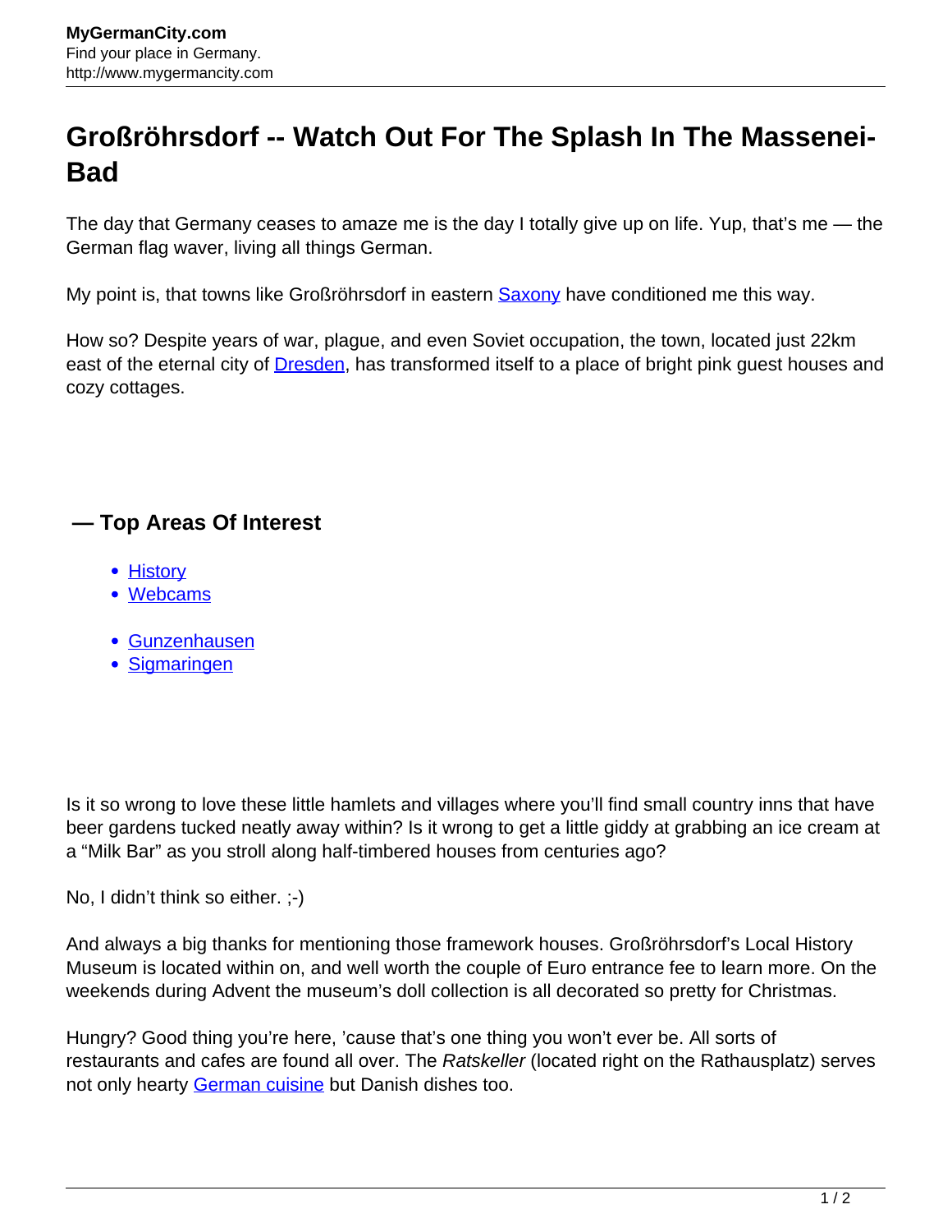# Großröhrsdorf -- Watch Out For The Splash In The Massenei-Bad

The day that Germany ceases to amaze me is the day I totally give up on life. Yup, that's me — the German flag waver, living all things German.

My point is, that towns like Großröhrsdorf in eastern Saxony have conditioned me this way.

How so? Despite years of war, plague, and even Soviet occupation, the town, located just 22km east of the eternal city of Dresden, has transformed itself to a place of bright pink guest houses and cozy cottages.

### — Top Areas Of Interest

- History
- Webcams

- Gunzenhausen
- Sigmaringen

Is it so wrong to love these little hamlets and villages where you'll find small country inns that have beer gardens tucked neatly away within? Is it wrong to get a little giddy at grabbing an ice cream at a "Milk Bar" as you stroll along half-timbered houses from centuries ago?

No, I didn't think so either. ;-)

And always a big thanks for mentioning those framework houses. Großröhrsdorf's Local History Museum is located within on, and well worth the couple of Euro entrance fee to learn more. On the weekends during Advent the museum's doll collection is all decorated so pretty for Christmas.

Hungry? Good thing you're here, 'cause that's one thing you won't ever be. All sorts of restaurants and cafes are found all over. The *Ratskeller* (located right on the Rathausplatz) serves not only hearty German cuisine but Danish dishes too.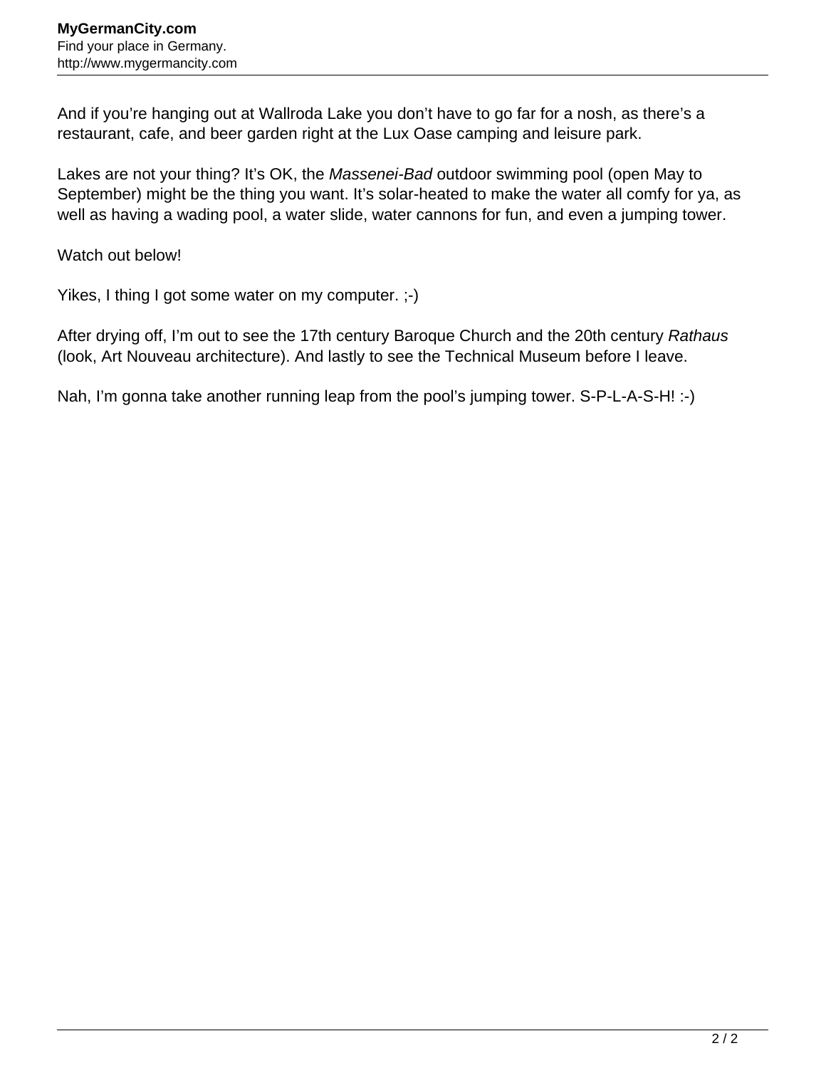And if you’re hanging out at Wallroda Lake you don’t have to go far for a nosh, as there’s a restaurant, cafe, and beer garden right at the Lux Oase camping and leisure park.

Lakes are not your thing? It’s OK, the *Massenei-Bad* outdoor swimming pool (open May to September) might be the thing you want. It’s solar-heated to make the water all comfy for ya, as well as having a wading pool, a water slide, water cannons for fun, and even a jumping tower.

Watch out below!

Yikes, I thing I got some water on my computer. ;-)

After drying off, I’m out to see the 17th century Baroque Church and the 20th century *Rathaus* (look, Art Nouveau architecture). And lastly to see the Technical Museum before I leave.

Nah, I’m gonna take another running leap from the pool’s jumping tower. S-P-L-A-S-H! :-)